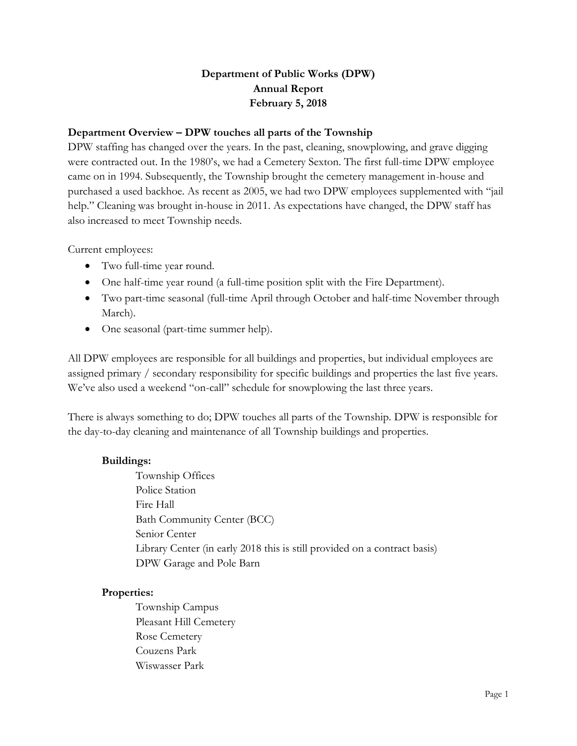# Department of Public Works (DPW)
# Annual Report
# February 5, 2018

## Department Overview – DPW touches all parts of the Township

DPW staffing has changed over the years. In the past, cleaning, snowplowing, and grave digging were contracted out. In the 1980's, we had a Cemetery Sexton. The first full-time DPW employee came on in 1994. Subsequently, the Township brought the cemetery management in-house and purchased a used backhoe. As recent as 2005, we had two DPW employees supplemented with "jail help." Cleaning was brought in-house in 2011. As expectations have changed, the DPW staff has also increased to meet Township needs.

Current employees:

- Two full-time year round.
- One half-time year round (a full-time position split with the Fire Department).
- Two part-time seasonal (full-time April through October and half-time November through March).
- One seasonal (part-time summer help).

All DPW employees are responsible for all buildings and properties, but individual employees are assigned primary / secondary responsibility for specific buildings and properties the last five years. We've also used a weekend "on-call" schedule for snowplowing the last three years.

There is always something to do; DPW touches all parts of the Township. DPW is responsible for the day-to-day cleaning and maintenance of all Township buildings and properties.

**Buildings:**

Township Offices
Police Station
Fire Hall
Bath Community Center (BCC)
Senior Center
Library Center (in early 2018 this is still provided on a contract basis)
DPW Garage and Pole Barn

**Properties:**

Township Campus
Pleasant Hill Cemetery
Rose Cemetery
Couzens Park
Wiswasser Park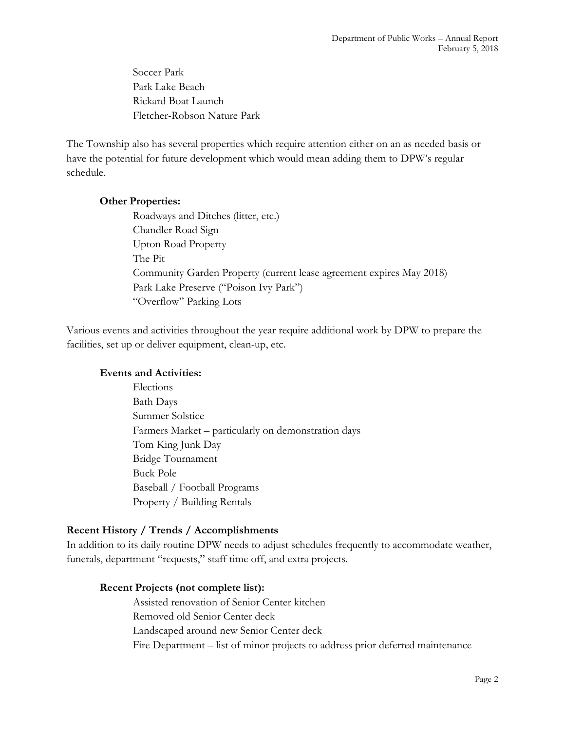Soccer Park
Park Lake Beach
Rickard Boat Launch
Fletcher-Robson Nature Park

The Township also has several properties which require attention either on an as needed basis or have the potential for future development which would mean adding them to DPW's regular schedule.

**Other Properties:**

Roadways and Ditches (litter, etc.)
Chandler Road Sign
Upton Road Property
The Pit
Community Garden Property (current lease agreement expires May 2018)
Park Lake Preserve ("Poison Ivy Park")
"Overflow" Parking Lots

Various events and activities throughout the year require additional work by DPW to prepare the facilities, set up or deliver equipment, clean-up, etc.

**Events and Activities:**

Elections
Bath Days
Summer Solstice
Farmers Market – particularly on demonstration days
Tom King Junk Day
Bridge Tournament
Buck Pole
Baseball / Football Programs
Property / Building Rentals

## Recent History / Trends / Accomplishments

In addition to its daily routine DPW needs to adjust schedules frequently to accommodate weather, funerals, department "requests," staff time off, and extra projects.

**Recent Projects (not complete list):**

Assisted renovation of Senior Center kitchen
Removed old Senior Center deck
Landscaped around new Senior Center deck
Fire Department – list of minor projects to address prior deferred maintenance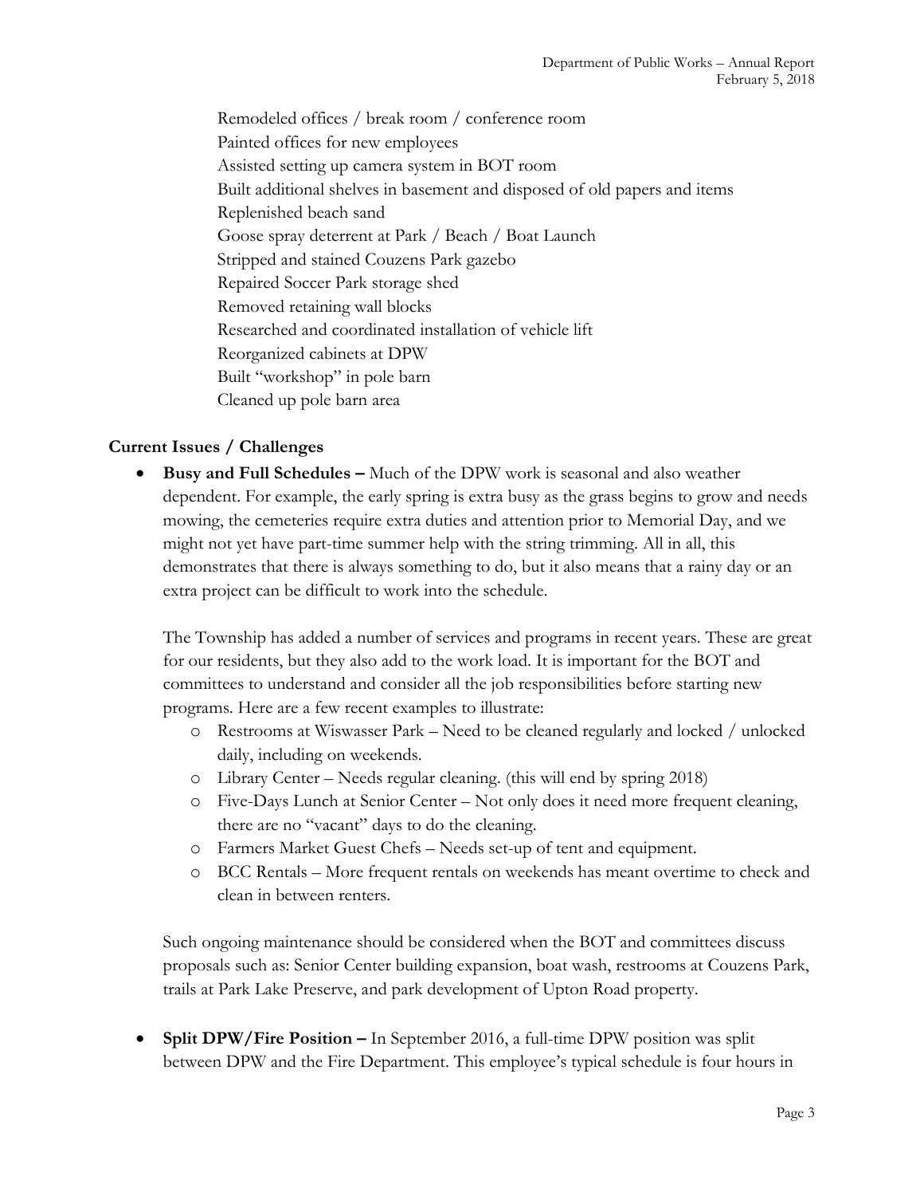Remodeled offices / break room / conference room
Painted offices for new employees
Assisted setting up camera system in BOT room
Built additional shelves in basement and disposed of old papers and items
Replenished beach sand
Goose spray deterrent at Park / Beach / Boat Launch
Stripped and stained Couzens Park gazebo
Repaired Soccer Park storage shed
Removed retaining wall blocks
Researched and coordinated installation of vehicle lift
Reorganized cabinets at DPW
Built "workshop" in pole barn
Cleaned up pole barn area

**Current Issues / Challenges**

- **Busy and Full Schedules –** Much of the DPW work is seasonal and also weather dependent. For example, the early spring is extra busy as the grass begins to grow and needs mowing, the cemeteries require extra duties and attention prior to Memorial Day, and we might not yet have part-time summer help with the string trimming. All in all, this demonstrates that there is always something to do, but it also means that a rainy day or an extra project can be difficult to work into the schedule.

  The Township has added a number of services and programs in recent years. These are great for our residents, but they also add to the work load. It is important for the BOT and committees to understand and consider all the job responsibilities before starting new programs. Here are a few recent examples to illustrate:

  - Restrooms at Wiswasser Park – Need to be cleaned regularly and locked / unlocked daily, including on weekends.
  - Library Center – Needs regular cleaning. (this will end by spring 2018)
  - Five-Days Lunch at Senior Center – Not only does it need more frequent cleaning, there are no "vacant" days to do the cleaning.
  - Farmers Market Guest Chefs – Needs set-up of tent and equipment.
  - BCC Rentals – More frequent rentals on weekends has meant overtime to check and clean in between renters.

  Such ongoing maintenance should be considered when the BOT and committees discuss proposals such as: Senior Center building expansion, boat wash, restrooms at Couzens Park, trails at Park Lake Preserve, and park development of Upton Road property.

- **Split DPW/Fire Position –** In September 2016, a full-time DPW position was split between DPW and the Fire Department. This employee's typical schedule is four hours in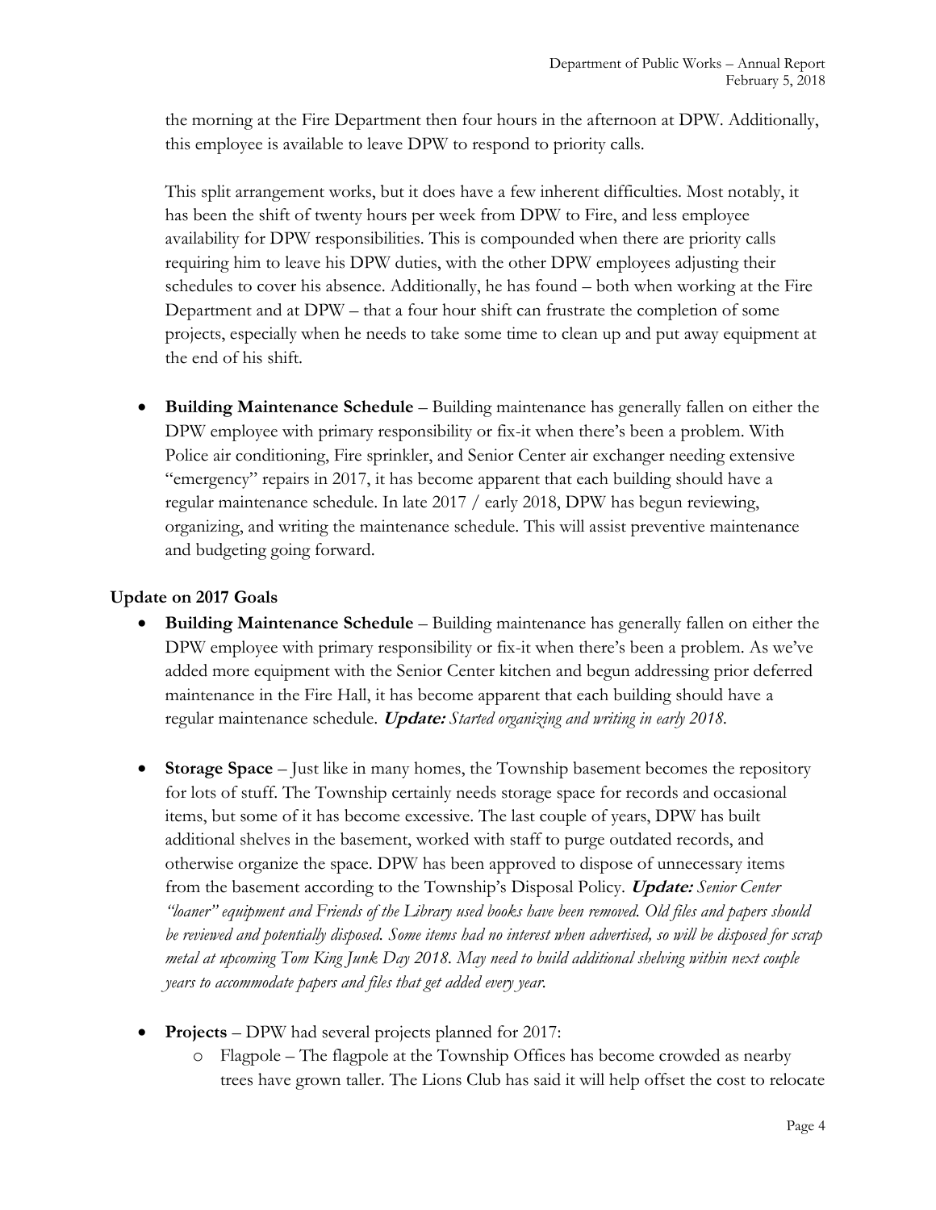the morning at the Fire Department then four hours in the afternoon at DPW. Additionally, this employee is available to leave DPW to respond to priority calls.

This split arrangement works, but it does have a few inherent difficulties. Most notably, it has been the shift of twenty hours per week from DPW to Fire, and less employee availability for DPW responsibilities. This is compounded when there are priority calls requiring him to leave his DPW duties, with the other DPW employees adjusting their schedules to cover his absence. Additionally, he has found – both when working at the Fire Department and at DPW – that a four hour shift can frustrate the completion of some projects, especially when he needs to take some time to clean up and put away equipment at the end of his shift.

- **Building Maintenance Schedule** – Building maintenance has generally fallen on either the DPW employee with primary responsibility or fix-it when there's been a problem. With Police air conditioning, Fire sprinkler, and Senior Center air exchanger needing extensive "emergency" repairs in 2017, it has become apparent that each building should have a regular maintenance schedule. In late 2017 / early 2018, DPW has begun reviewing, organizing, and writing the maintenance schedule. This will assist preventive maintenance and budgeting going forward.

**Update on 2017 Goals**

- **Building Maintenance Schedule** – Building maintenance has generally fallen on either the DPW employee with primary responsibility or fix-it when there's been a problem. As we've added more equipment with the Senior Center kitchen and begun addressing prior deferred maintenance in the Fire Hall, it has become apparent that each building should have a regular maintenance schedule. ***Update:*** *Started organizing and writing in early 2018.*

- **Storage Space** – Just like in many homes, the Township basement becomes the repository for lots of stuff. The Township certainly needs storage space for records and occasional items, but some of it has become excessive. The last couple of years, DPW has built additional shelves in the basement, worked with staff to purge outdated records, and otherwise organize the space. DPW has been approved to dispose of unnecessary items from the basement according to the Township's Disposal Policy. ***Update:*** *Senior Center "loaner" equipment and Friends of the Library used books have been removed. Old files and papers should be reviewed and potentially disposed. Some items had no interest when advertised, so will be disposed for scrap metal at upcoming Tom King Junk Day 2018. May need to build additional shelving within next couple years to accommodate papers and files that get added every year.*

- **Projects** – DPW had several projects planned for 2017:
  - Flagpole – The flagpole at the Township Offices has become crowded as nearby trees have grown taller. The Lions Club has said it will help offset the cost to relocate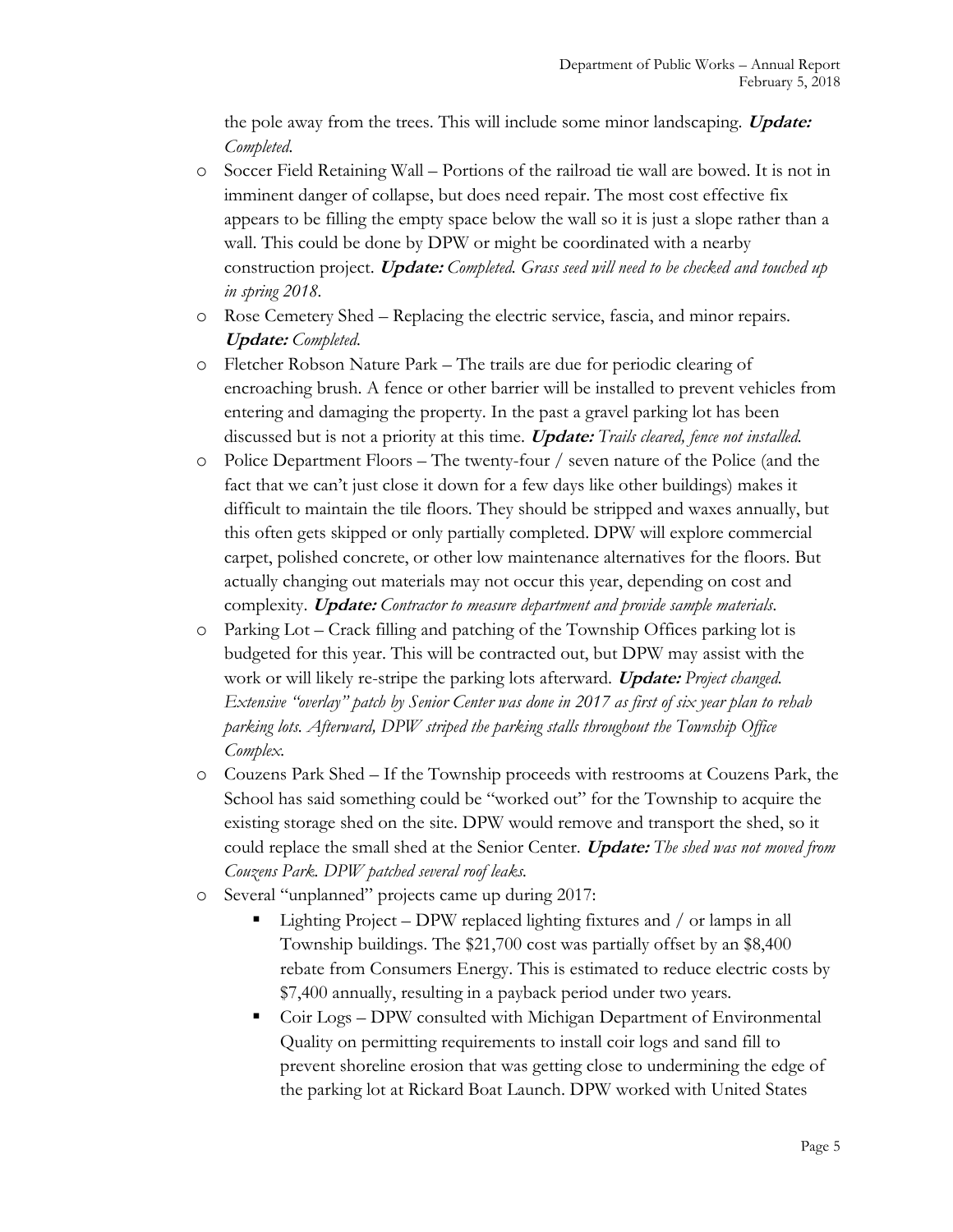the pole away from the trees. This will include some minor landscaping. ***Update:*** *Completed.*

- Soccer Field Retaining Wall – Portions of the railroad tie wall are bowed. It is not in imminent danger of collapse, but does need repair. The most cost effective fix appears to be filling the empty space below the wall so it is just a slope rather than a wall. This could be done by DPW or might be coordinated with a nearby construction project. ***Update:*** *Completed. Grass seed will need to be checked and touched up in spring 2018.*
- Rose Cemetery Shed – Replacing the electric service, fascia, and minor repairs. ***Update:*** *Completed.*
- Fletcher Robson Nature Park – The trails are due for periodic clearing of encroaching brush. A fence or other barrier will be installed to prevent vehicles from entering and damaging the property. In the past a gravel parking lot has been discussed but is not a priority at this time. ***Update:*** *Trails cleared, fence not installed.*
- Police Department Floors – The twenty-four / seven nature of the Police (and the fact that we can't just close it down for a few days like other buildings) makes it difficult to maintain the tile floors. They should be stripped and waxes annually, but this often gets skipped or only partially completed. DPW will explore commercial carpet, polished concrete, or other low maintenance alternatives for the floors. But actually changing out materials may not occur this year, depending on cost and complexity. ***Update:*** *Contractor to measure department and provide sample materials.*
- Parking Lot – Crack filling and patching of the Township Offices parking lot is budgeted for this year. This will be contracted out, but DPW may assist with the work or will likely re-stripe the parking lots afterward. ***Update:*** *Project changed. Extensive "overlay" patch by Senior Center was done in 2017 as first of six year plan to rehab parking lots. Afterward, DPW striped the parking stalls throughout the Township Office Complex.*
- Couzens Park Shed – If the Township proceeds with restrooms at Couzens Park, the School has said something could be "worked out" for the Township to acquire the existing storage shed on the site. DPW would remove and transport the shed, so it could replace the small shed at the Senior Center. ***Update:*** *The shed was not moved from Couzens Park. DPW patched several roof leaks.*
- Several "unplanned" projects came up during 2017:
  - Lighting Project – DPW replaced lighting fixtures and / or lamps in all Township buildings. The $21,700 cost was partially offset by an $8,400 rebate from Consumers Energy. This is estimated to reduce electric costs by $7,400 annually, resulting in a payback period under two years.
  - Coir Logs – DPW consulted with Michigan Department of Environmental Quality on permitting requirements to install coir logs and sand fill to prevent shoreline erosion that was getting close to undermining the edge of the parking lot at Rickard Boat Launch. DPW worked with United States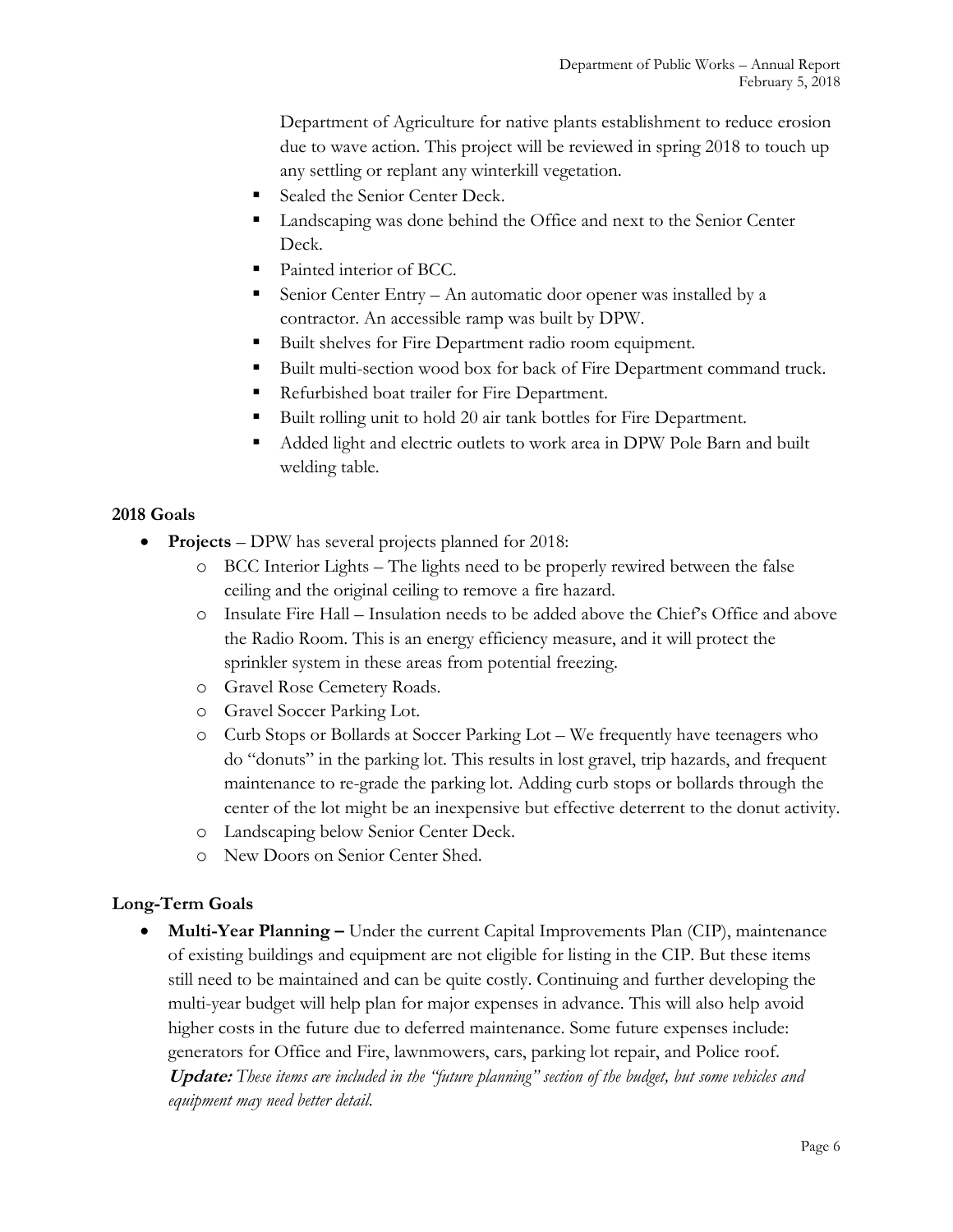Department of Agriculture for native plants establishment to reduce erosion due to wave action. This project will be reviewed in spring 2018 to touch up any settling or replant any winterkill vegetation.

- Sealed the Senior Center Deck.
- Landscaping was done behind the Office and next to the Senior Center Deck.
- Painted interior of BCC.
- Senior Center Entry – An automatic door opener was installed by a contractor. An accessible ramp was built by DPW.
- Built shelves for Fire Department radio room equipment.
- Built multi-section wood box for back of Fire Department command truck.
- Refurbished boat trailer for Fire Department.
- Built rolling unit to hold 20 air tank bottles for Fire Department.
- Added light and electric outlets to work area in DPW Pole Barn and built welding table.

### 2018 Goals

- **Projects** – DPW has several projects planned for 2018:
  - BCC Interior Lights – The lights need to be properly rewired between the false ceiling and the original ceiling to remove a fire hazard.
  - Insulate Fire Hall – Insulation needs to be added above the Chief's Office and above the Radio Room. This is an energy efficiency measure, and it will protect the sprinkler system in these areas from potential freezing.
  - Gravel Rose Cemetery Roads.
  - Gravel Soccer Parking Lot.
  - Curb Stops or Bollards at Soccer Parking Lot – We frequently have teenagers who do "donuts" in the parking lot. This results in lost gravel, trip hazards, and frequent maintenance to re-grade the parking lot. Adding curb stops or bollards through the center of the lot might be an inexpensive but effective deterrent to the donut activity.
  - Landscaping below Senior Center Deck.
  - New Doors on Senior Center Shed.

### Long-Term Goals

- **Multi-Year Planning –** Under the current Capital Improvements Plan (CIP), maintenance of existing buildings and equipment are not eligible for listing in the CIP. But these items still need to be maintained and can be quite costly. Continuing and further developing the multi-year budget will help plan for major expenses in advance. This will also help avoid higher costs in the future due to deferred maintenance. Some future expenses include: generators for Office and Fire, lawnmowers, cars, parking lot repair, and Police roof.
  ***Update:*** *These items are included in the "future planning" section of the budget, but some vehicles and equipment may need better detail.*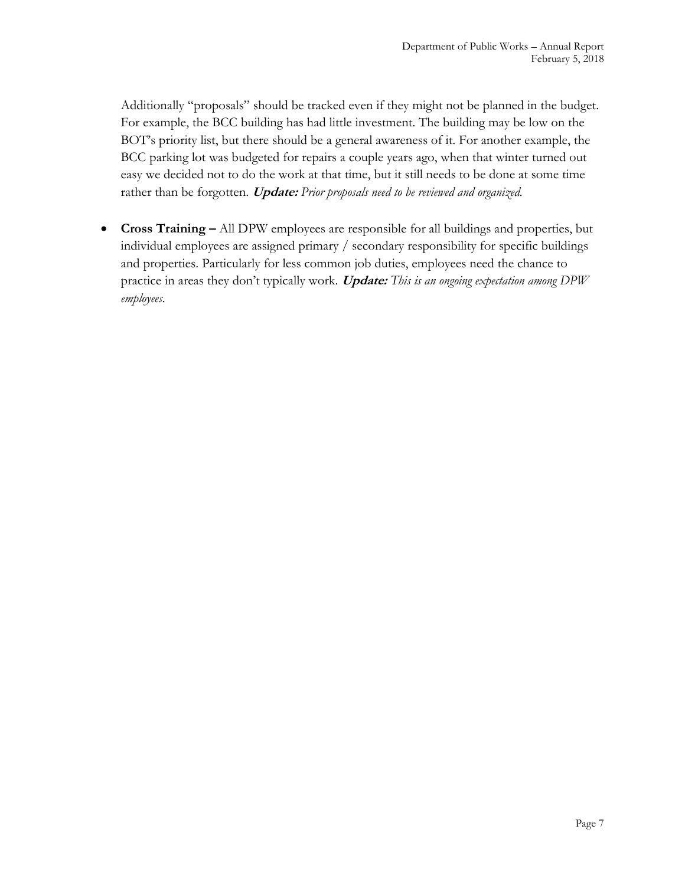Additionally "proposals" should be tracked even if they might not be planned in the budget. For example, the BCC building has had little investment. The building may be low on the BOT's priority list, but there should be a general awareness of it. For another example, the BCC parking lot was budgeted for repairs a couple years ago, when that winter turned out easy we decided not to do the work at that time, but it still needs to be done at some time rather than be forgotten. ***Update:*** *Prior proposals need to be reviewed and organized.*

- **Cross Training –** All DPW employees are responsible for all buildings and properties, but individual employees are assigned primary / secondary responsibility for specific buildings and properties. Particularly for less common job duties, employees need the chance to practice in areas they don't typically work. ***Update:*** *This is an ongoing expectation among DPW employees.*